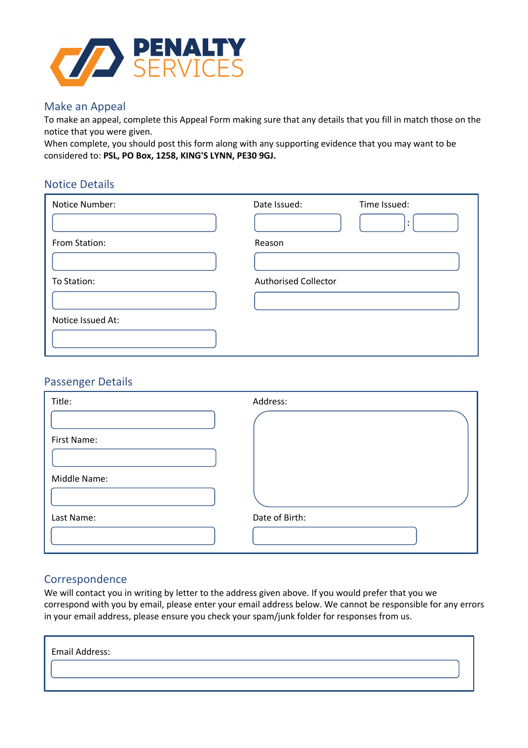# PENALTY SERVICES

## Make an Appeal

To make an appeal, complete this Appeal Form making sure that any details that you fill in match those on the notice that you were given.

When complete, you should post this form along with any supporting evidence that you may want to be considered to: **PSL, PO Box, 1258, KING'S LYNN, PE30 9GJ.**

## Notice Details

Notice Number:

Date Issued:

Time Issued: :

From Station:

Reason

To Station:

Authorised Collector

Notice Issued At:

## Passenger Details

Title:

First Name:

Middle Name:

Last Name:

Address:

Date of Birth:

## Correspondence

We will contact you in writing by letter to the address given above. If you would prefer that you we correspond with you by email, please enter your email address below. We cannot be responsible for any errors in your email address, please ensure you check your spam/junk folder for responses from us.

Email Address: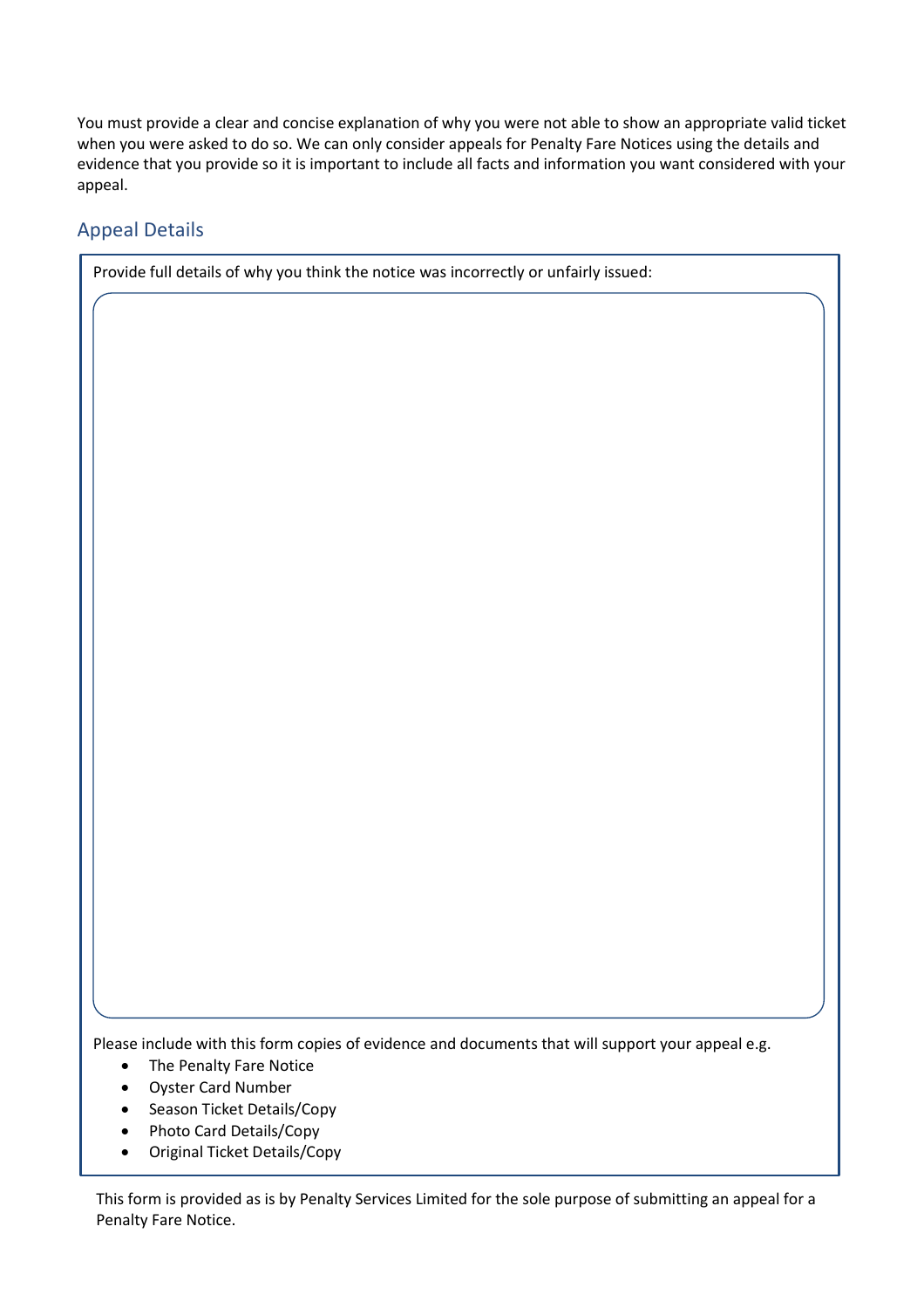You must provide a clear and concise explanation of why you were not able to show an appropriate valid ticket when you were asked to do so. We can only consider appeals for Penalty Fare Notices using the details and evidence that you provide so it is important to include all facts and information you want considered with your appeal.

## Appeal Details

Provide full details of why you think the notice was incorrectly or unfairly issued:

Please include with this form copies of evidence and documents that will support your appeal e.g.

- The Penalty Fare Notice
- Oyster Card Number
- Season Ticket Details/Copy
- Photo Card Details/Copy
- Original Ticket Details/Copy

This form is provided as is by Penalty Services Limited for the sole purpose of submitting an appeal for a Penalty Fare Notice.